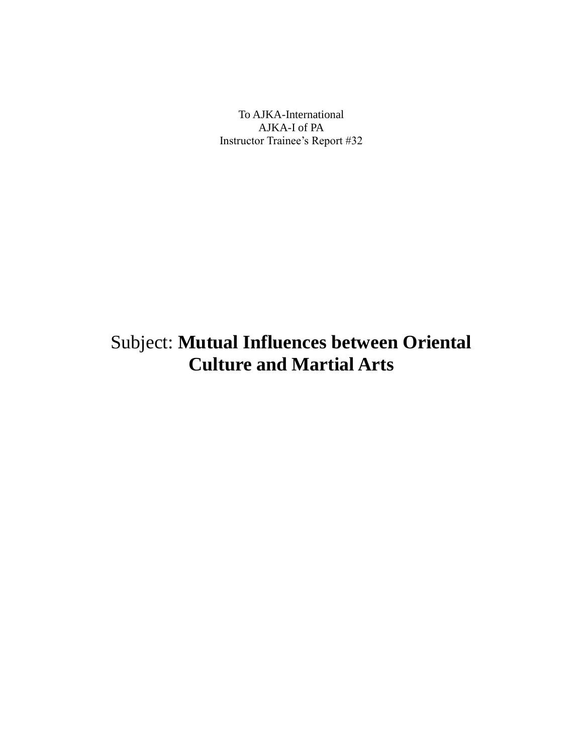To AJKA-International
AJKA-I of PA
Instructor Trainee’s Report #32

# Subject: **Mutual Influences between Oriental Culture and Martial Arts**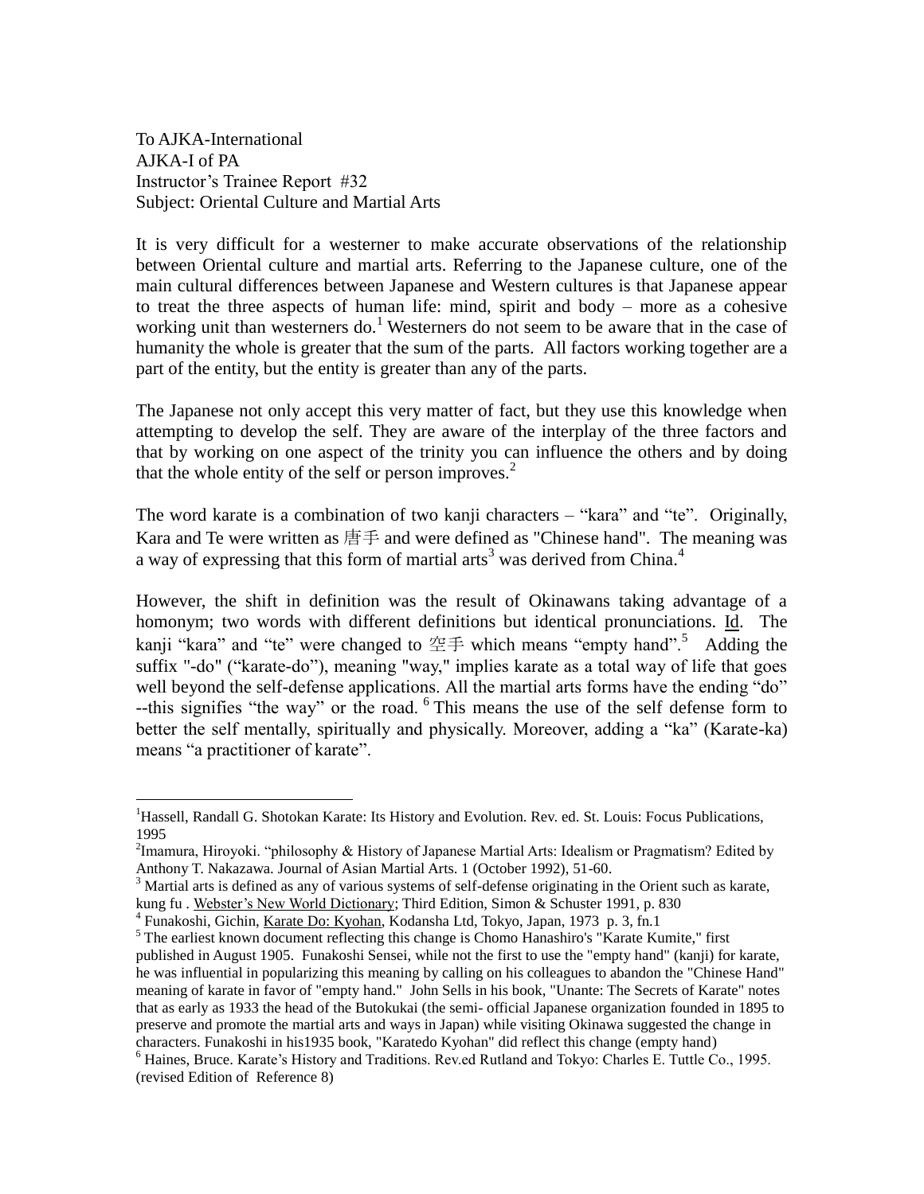To AJKA-International
AJKA-I of PA
Instructor's Trainee Report #32
Subject: Oriental Culture and Martial Arts

It is very difficult for a westerner to make accurate observations of the relationship between Oriental culture and martial arts. Referring to the Japanese culture, one of the main cultural differences between Japanese and Western cultures is that Japanese appear to treat the three aspects of human life: mind, spirit and body – more as a cohesive working unit than westerners do.[1] Westerners do not seem to be aware that in the case of humanity the whole is greater that the sum of the parts. All factors working together are a part of the entity, but the entity is greater than any of the parts.

The Japanese not only accept this very matter of fact, but they use this knowledge when attempting to develop the self. They are aware of the interplay of the three factors and that by working on one aspect of the trinity you can influence the others and by doing that the whole entity of the self or person improves.[2]

The word karate is a combination of two kanji characters – "kara" and "te". Originally, Kara and Te were written as 唐手 and were defined as "Chinese hand". The meaning was a way of expressing that this form of martial arts[3] was derived from China.[4]

However, the shift in definition was the result of Okinawans taking advantage of a homonym; two words with different definitions but identical pronunciations. Id. The kanji "kara" and "te" were changed to 空手 which means "empty hand".[5] Adding the suffix "-do" ("karate-do"), meaning "way," implies karate as a total way of life that goes well beyond the self-defense applications. All the martial arts forms have the ending "do" --this signifies "the way" or the road.[6] This means the use of the self defense form to better the self mentally, spiritually and physically. Moreover, adding a "ka" (Karate-ka) means "a practitioner of karate".

---

[1] Hassell, Randall G. Shotokan Karate: Its History and Evolution. Rev. ed. St. Louis: Focus Publications, 1995

[2] Imamura, Hiroyoki. "philosophy & History of Japanese Martial Arts: Idealism or Pragmatism? Edited by Anthony T. Nakazawa. Journal of Asian Martial Arts. 1 (October 1992), 51-60.

[3] Martial arts is defined as any of various systems of self-defense originating in the Orient such as karate, kung fu . Webster's New World Dictionary; Third Edition, Simon & Schuster 1991, p. 830

[4] Funakoshi, Gichin, Karate Do: Kyohan, Kodansha Ltd, Tokyo, Japan, 1973 p. 3, fn.1

[5] The earliest known document reflecting this change is Chomo Hanashiro's "Karate Kumite," first published in August 1905. Funakoshi Sensei, while not the first to use the "empty hand" (kanji) for karate, he was influential in popularizing this meaning by calling on his colleagues to abandon the "Chinese Hand" meaning of karate in favor of "empty hand." John Sells in his book, "Unante: The Secrets of Karate" notes that as early as 1933 the head of the Butokukai (the semi- official Japanese organization founded in 1895 to preserve and promote the martial arts and ways in Japan) while visiting Okinawa suggested the change in characters. Funakoshi in his1935 book, "Karatedo Kyohan" did reflect this change (empty hand)

[6] Haines, Bruce. Karate's History and Traditions. Rev.ed Rutland and Tokyo: Charles E. Tuttle Co., 1995. (revised Edition of Reference 8)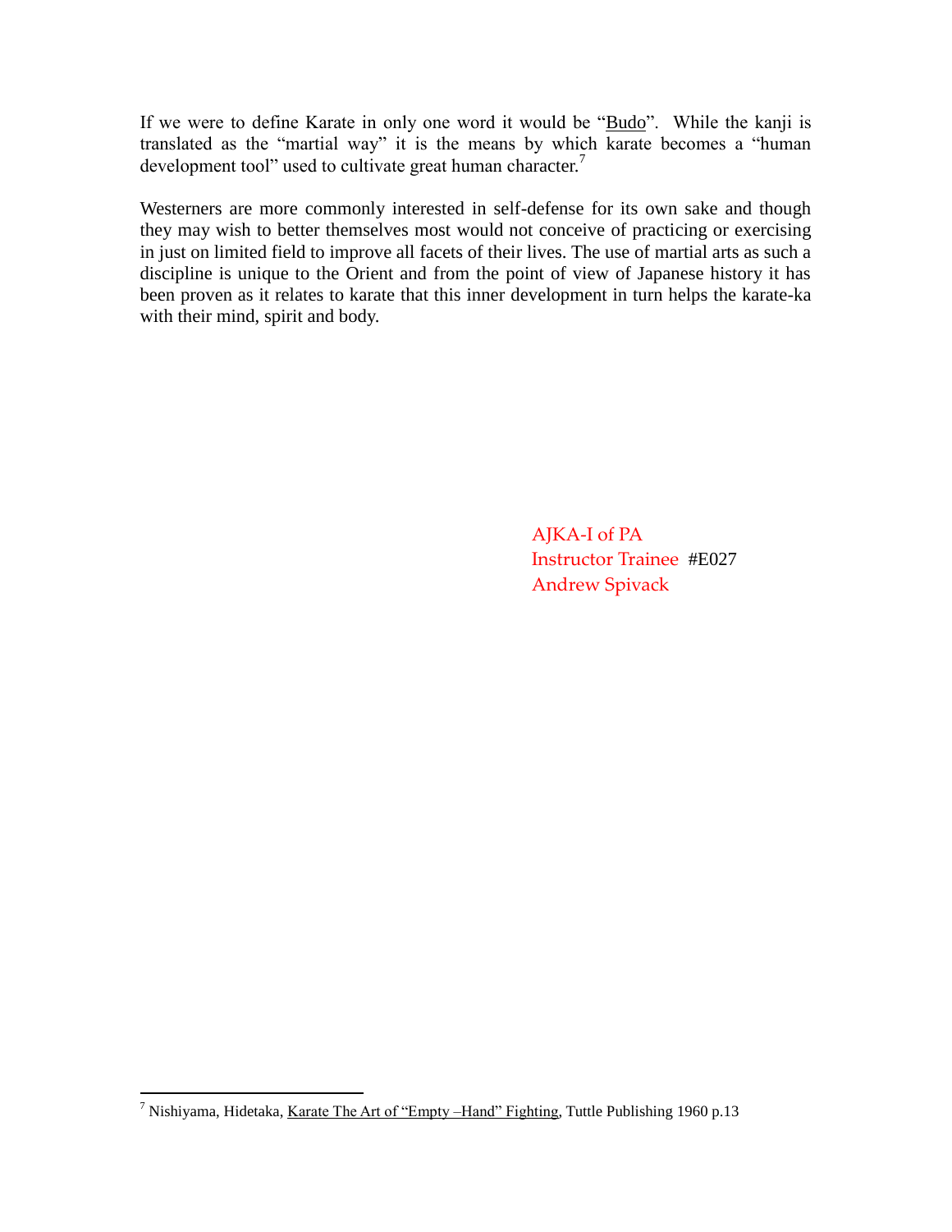If we were to define Karate in only one word it would be "Budo". While the kanji is translated as the "martial way" it is the means by which karate becomes a "human development tool" used to cultivate great human character.[7]

Westerners are more commonly interested in self-defense for its own sake and though they may wish to better themselves most would not conceive of practicing or exercising in just on limited field to improve all facets of their lives. The use of martial arts as such a discipline is unique to the Orient and from the point of view of Japanese history it has been proven as it relates to karate that this inner development in turn helps the karate-ka with their mind, spirit and body.

AJKA-I of PA
Instructor Trainee #E027
Andrew Spivack

---

[7] Nishiyama, Hidetaka, Karate The Art of "Empty –Hand" Fighting, Tuttle Publishing 1960 p.13